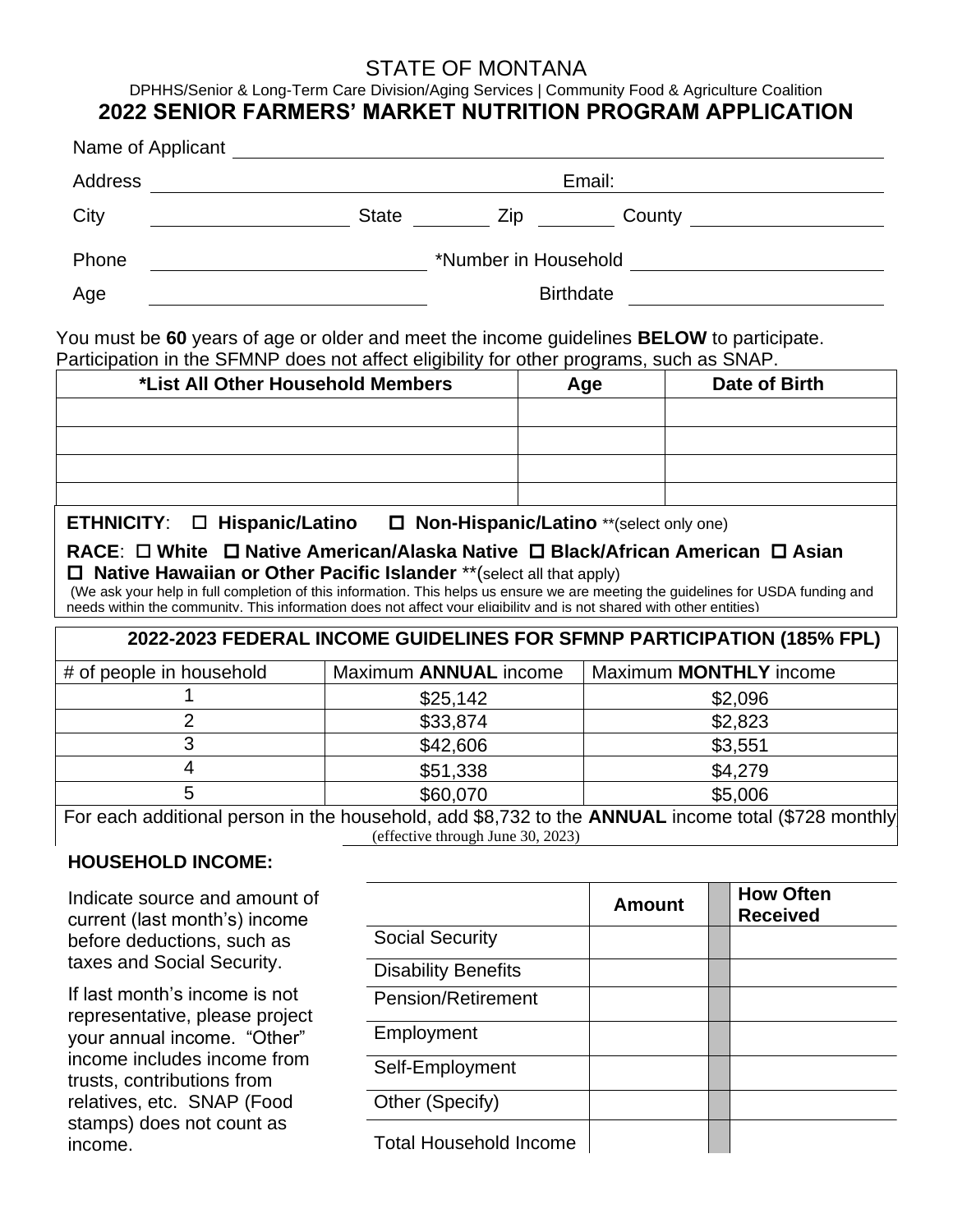# STATE OF MONTANA

DPHHS/Senior & Long-Term Care Division/Aging Services | Community Food & Agriculture Coalition

## 2022 SENIOR FARMERS' MARKET NUTRITION PROGRAM APPLICATION

Name of Applicant \_\_\_\_\_\_\_\_\_\_\_\_\_\_\_\_\_\_\_\_\_\_\_\_\_\_\_\_\_\_

Address \_\_\_\_\_\_\_\_\_\_\_\_\_\_\_\_\_\_\_\_ Email: \_\_\_\_\_\_\_\_\_\_\_\_\_\_\_\_\_\_\_\_

City \_\_\_\_\_\_\_\_\_\_ State \_\_\_\_\_ Zip \_\_\_\_\_ County \_\_\_\_\_\_\_\_\_\_

Phone \_\_\_\_\_\_\_\_\_\_\_\_\_\_\_\_ *Number in Household \_\_\_\_\_\_\_\_\_\_\_\_\_\_\_\_

Age \_\_\_\_\_\_\_\_\_\_\_\_\_\_\_\_ Birthdate \_\_\_\_\_\_\_\_\_\_\_\_\_\_\_\_

You must be **60** years of age or older and meet the income guidelines **BELOW** to participate. Participation in the SFMNP does not affect eligibility for other programs, such as SNAP.

| *List All Other Household Members | Age | Date of Birth |
|---|---|---|
| | | |
| | | |
| | | |
| | | |

**ETHNICITY**: ☐ **Hispanic/Latino** ☐ **Non-Hispanic/Latino** **(select only one)

**RACE**: ☐ **White** ☐ **Native American/Alaska Native** ☐ **Black/African American** ☐ **Asian** ☐ **Native Hawaiian or Other Pacific Islander** **(select all that apply)

(We ask your help in full completion of this information. This helps us ensure we are meeting the guidelines for USDA funding and needs within the community. This information does not affect your eligibility and is not shared with other entities)

| 2022-2023 FEDERAL INCOME GUIDELINES FOR SFMNP PARTICIPATION (185% FPL) | | |
|---|---|---|
| # of people in household | Maximum **ANNUAL** income | Maximum **MONTHLY** income |
| 1 | $25,142 | $2,096 |
| 2 | $33,874 | $2,823 |
| 3 | $42,606 | $3,551 |
| 4 | $51,338 | $4,279 |
| 5 | $60,070 | $5,006 |

For each additional person in the household, add $8,732 to the **ANNUAL** income total ($728 monthly (effective through June 30, 2023)

**HOUSEHOLD INCOME:**

Indicate source and amount of current (last month's) income before deductions, such as taxes and Social Security.

If last month's income is not representative, please project your annual income. "Other" income includes income from trusts, contributions from relatives, etc. SNAP (Food stamps) does not count as income.

| | Amount | How Often Received |
|---|---|---|
| Social Security | | |
| Disability Benefits | | |
| Pension/Retirement | | |
| Employment | | |
| Self-Employment | | |
| Other (Specify) | | |
| Total Household Income | | |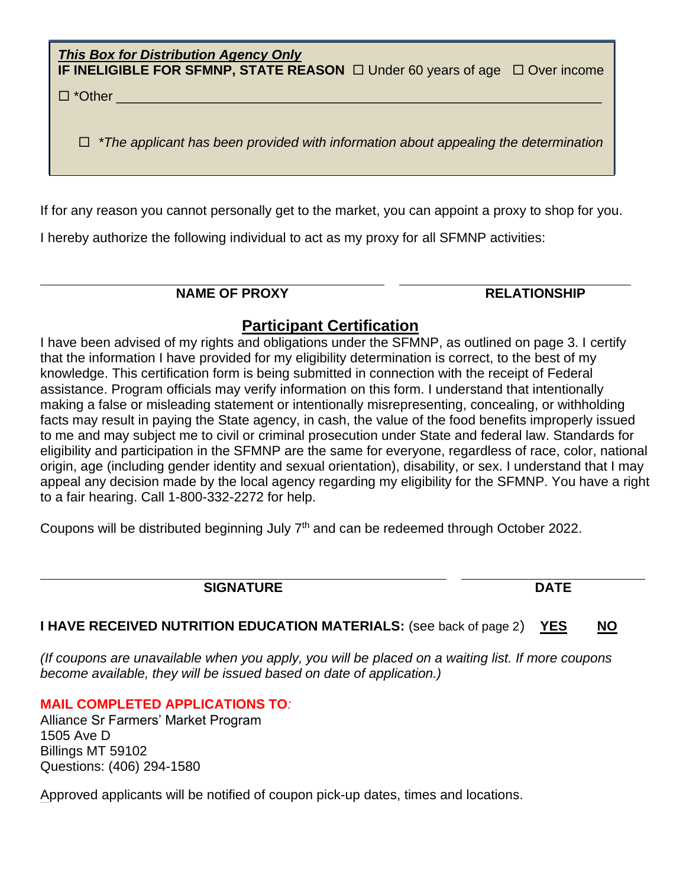***This Box for Distribution Agency Only***

**IF INELIGIBLE FOR SFMNP, STATE REASON** ☐ Under 60 years of age ☐ Over income

☐ *Other ________________________________________________________________

☐ *\*The applicant has been provided with information about appealing the determination*

If for any reason you cannot personally get to the market, you can appoint a proxy to shop for you.

I hereby authorize the following individual to act as my proxy for all SFMNP activities:

| ______________________________ | ______________________ |
|---|---|
| **NAME OF PROXY** | **RELATIONSHIP** |

## Participant Certification

I have been advised of my rights and obligations under the SFMNP, as outlined on page 3. I certify that the information I have provided for my eligibility determination is correct, to the best of my knowledge. This certification form is being submitted in connection with the receipt of Federal assistance. Program officials may verify information on this form. I understand that intentionally making a false or misleading statement or intentionally misrepresenting, concealing, or withholding facts may result in paying the State agency, in cash, the value of the food benefits improperly issued to me and may subject me to civil or criminal prosecution under State and federal law. Standards for eligibility and participation in the SFMNP are the same for everyone, regardless of race, color, national origin, age (including gender identity and sexual orientation), disability, or sex. I understand that I may appeal any decision made by the local agency regarding my eligibility for the SFMNP. You have a right to a fair hearing. Call 1-800-332-2272 for help.

Coupons will be distributed beginning July 7th and can be redeemed through October 2022.

| ______________________________ | ______________________ |
|---|---|
| **SIGNATURE** | **DATE** |

**I HAVE RECEIVED NUTRITION EDUCATION MATERIALS:** (see back of page 2) **YES** **NO**

*(If coupons are unavailable when you apply, you will be placed on a waiting list. If more coupons become available, they will be issued based on date of application.)*

**MAIL COMPLETED APPLICATIONS TO:**

Alliance Sr Farmers' Market Program
1505 Ave D
Billings MT 59102
Questions: (406) 294-1580

Approved applicants will be notified of coupon pick-up dates, times and locations.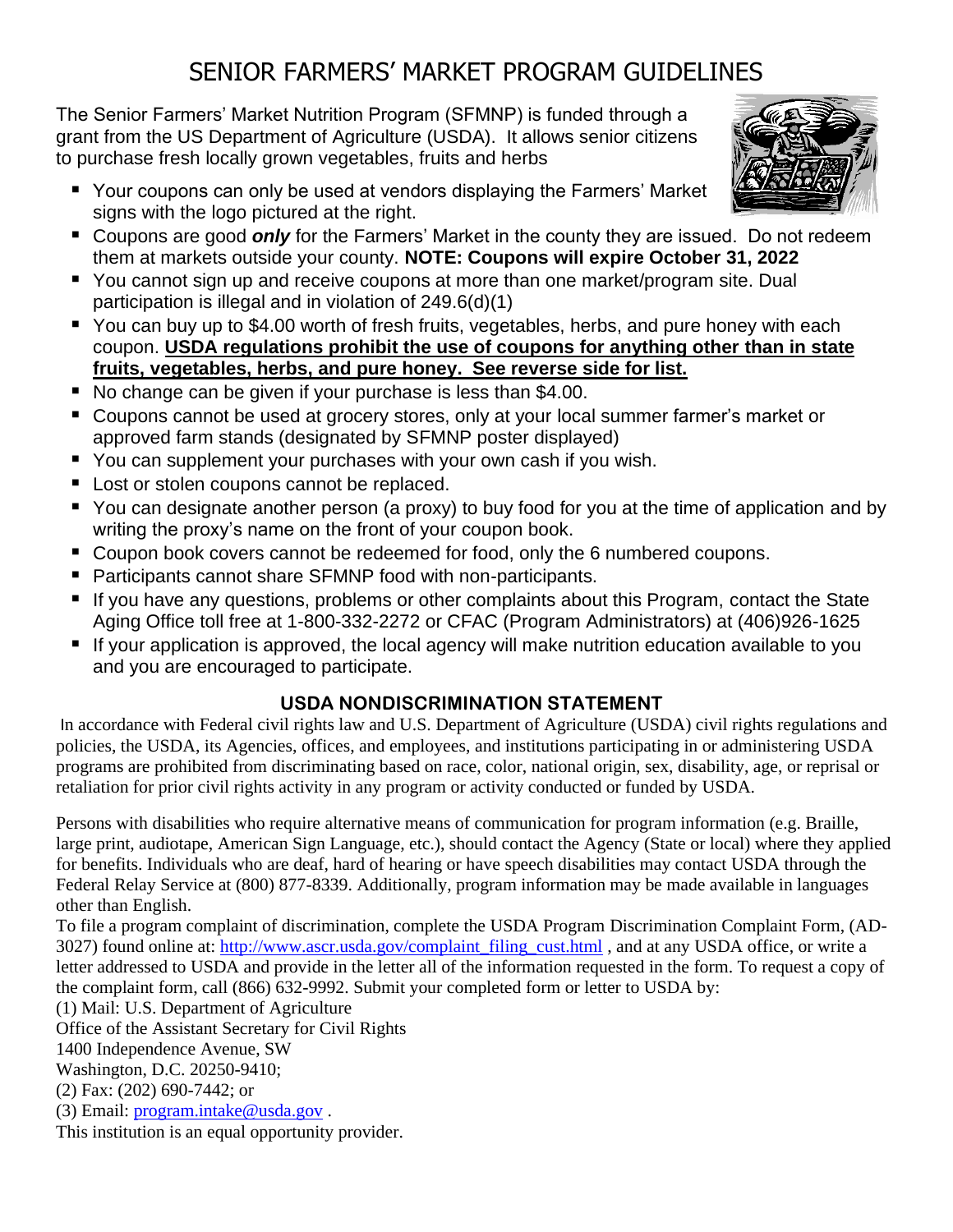# SENIOR FARMERS' MARKET PROGRAM GUIDELINES

The Senior Farmers' Market Nutrition Program (SFMNP) is funded through a grant from the US Department of Agriculture (USDA). It allows senior citizens to purchase fresh locally grown vegetables, fruits and herbs

- Your coupons can only be used at vendors displaying the Farmers' Market signs with the logo pictured at the right.
- Coupons are good ***only*** for the Farmers' Market in the county they are issued. Do not redeem them at markets outside your county. **NOTE: Coupons will expire October 31, 2022**
- You cannot sign up and receive coupons at more than one market/program site. Dual participation is illegal and in violation of 249.6(d)(1)
- You can buy up to $4.00 worth of fresh fruits, vegetables, herbs, and pure honey with each coupon. **USDA regulations prohibit the use of coupons for anything other than in state fruits, vegetables, herbs, and pure honey. See reverse side for list.**
- No change can be given if your purchase is less than $4.00.
- Coupons cannot be used at grocery stores, only at your local summer farmer's market or approved farm stands (designated by SFMNP poster displayed)
- You can supplement your purchases with your own cash if you wish.
- Lost or stolen coupons cannot be replaced.
- You can designate another person (a proxy) to buy food for you at the time of application and by writing the proxy's name on the front of your coupon book.
- Coupon book covers cannot be redeemed for food, only the 6 numbered coupons.
- Participants cannot share SFMNP food with non-participants.
- If you have any questions, problems or other complaints about this Program, contact the State Aging Office toll free at 1-800-332-2272 or CFAC (Program Administrators) at (406)926-1625
- If your application is approved, the local agency will make nutrition education available to you and you are encouraged to participate.

## USDA NONDISCRIMINATION STATEMENT

In accordance with Federal civil rights law and U.S. Department of Agriculture (USDA) civil rights regulations and policies, the USDA, its Agencies, offices, and employees, and institutions participating in or administering USDA programs are prohibited from discriminating based on race, color, national origin, sex, disability, age, or reprisal or retaliation for prior civil rights activity in any program or activity conducted or funded by USDA.

Persons with disabilities who require alternative means of communication for program information (e.g. Braille, large print, audiotape, American Sign Language, etc.), should contact the Agency (State or local) where they applied for benefits. Individuals who are deaf, hard of hearing or have speech disabilities may contact USDA through the Federal Relay Service at (800) 877-8339. Additionally, program information may be made available in languages other than English.

To file a program complaint of discrimination, complete the USDA Program Discrimination Complaint Form, (AD-3027) found online at: http://www.ascr.usda.gov/complaint_filing_cust.html , and at any USDA office, or write a letter addressed to USDA and provide in the letter all of the information requested in the form. To request a copy of the complaint form, call (866) 632-9992. Submit your completed form or letter to USDA by:

(1) Mail: U.S. Department of Agriculture
Office of the Assistant Secretary for Civil Rights
1400 Independence Avenue, SW
Washington, D.C. 20250-9410;
(2) Fax: (202) 690-7442; or
(3) Email: program.intake@usda.gov .

This institution is an equal opportunity provider.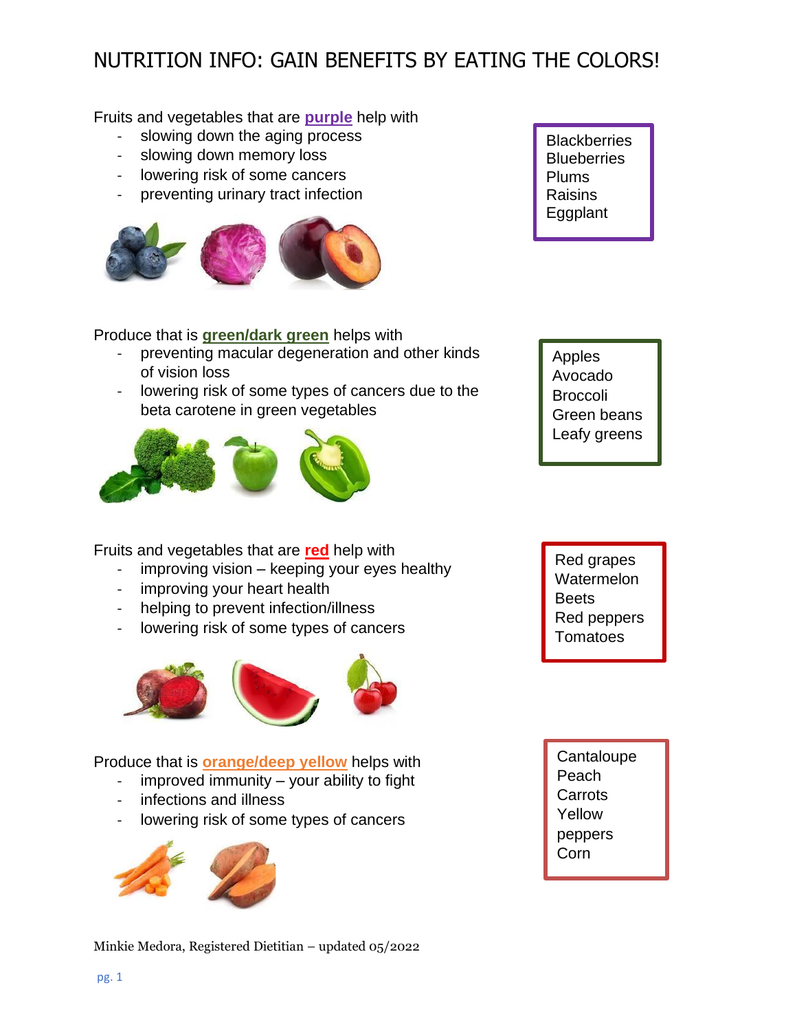# NUTRITION INFO: GAIN BENEFITS BY EATING THE COLORS!

Fruits and vegetables that are **purple** help with

- slowing down the aging process
- slowing down memory loss
- lowering risk of some cancers
- preventing urinary tract infection

Blackberries
Blueberries
Plums
Raisins
Eggplant

Produce that is **green/dark green** helps with

- preventing macular degeneration and other kinds of vision loss
- lowering risk of some types of cancers due to the beta carotene in green vegetables

Apples
Avocado
Broccoli
Green beans
Leafy greens

Fruits and vegetables that are **red** help with

- improving vision – keeping your eyes healthy
- improving your heart health
- helping to prevent infection/illness
- lowering risk of some types of cancers

Red grapes
Watermelon
Beets
Red peppers
Tomatoes

Produce that is **orange/deep yellow** helps with

- improved immunity – your ability to fight
- infections and illness
- lowering risk of some types of cancers

Cantaloupe
Peach
Carrots
Yellow peppers
Corn

Minkie Medora, Registered Dietitian – updated 05/2022